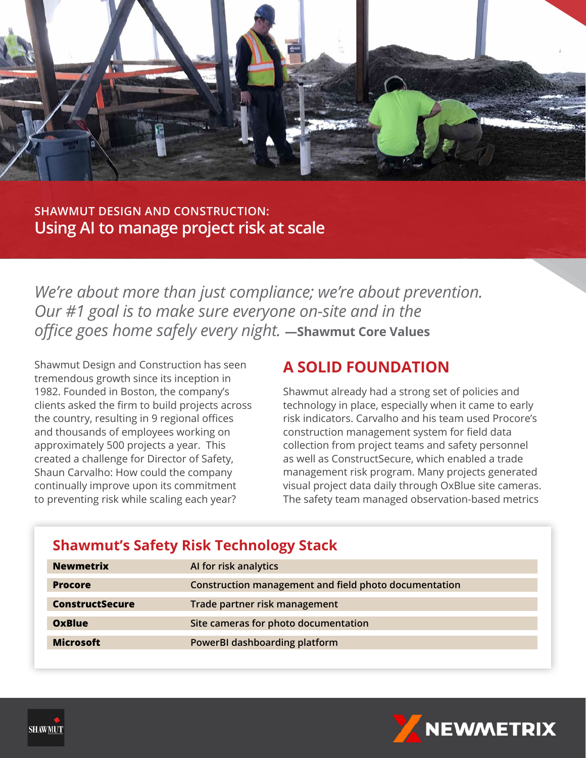SHAWMUT DESIGN AND CONSTRUCTION:

# Using AI to manage project risk at scale

*We're about more than just compliance; we're about prevention. Our #1 goal is to make sure everyone on-site and in the office goes home safely every night.* **—Shawmut Core Values**

Shawmut Design and Construction has seen tremendous growth since its inception in 1982. Founded in Boston, the company's clients asked the firm to build projects across the country, resulting in 9 regional offices and thousands of employees working on approximately 500 projects a year. This created a challenge for Director of Safety, Shaun Carvalho: How could the company continually improve upon its commitment to preventing risk while scaling each year?

## A SOLID FOUNDATION

Shawmut already had a strong set of policies and technology in place, especially when it came to early risk indicators. Carvalho and his team used Procore's construction management system for field data collection from project teams and safety personnel as well as ConstructSecure, which enabled a trade management risk program. Many projects generated visual project data daily through OxBlue site cameras. The safety team managed observation-based metrics

### Shawmut's Safety Risk Technology Stack

| | |
|---|---|
| **Newmetrix** | AI for risk analytics |
| **Procore** | Construction management and field photo documentation |
| **ConstructSecure** | Trade partner risk management |
| **OxBlue** | Site cameras for photo documentation |
| **Microsoft** | PowerBI dashboarding platform |

SHAWMUT

NEWMETRIX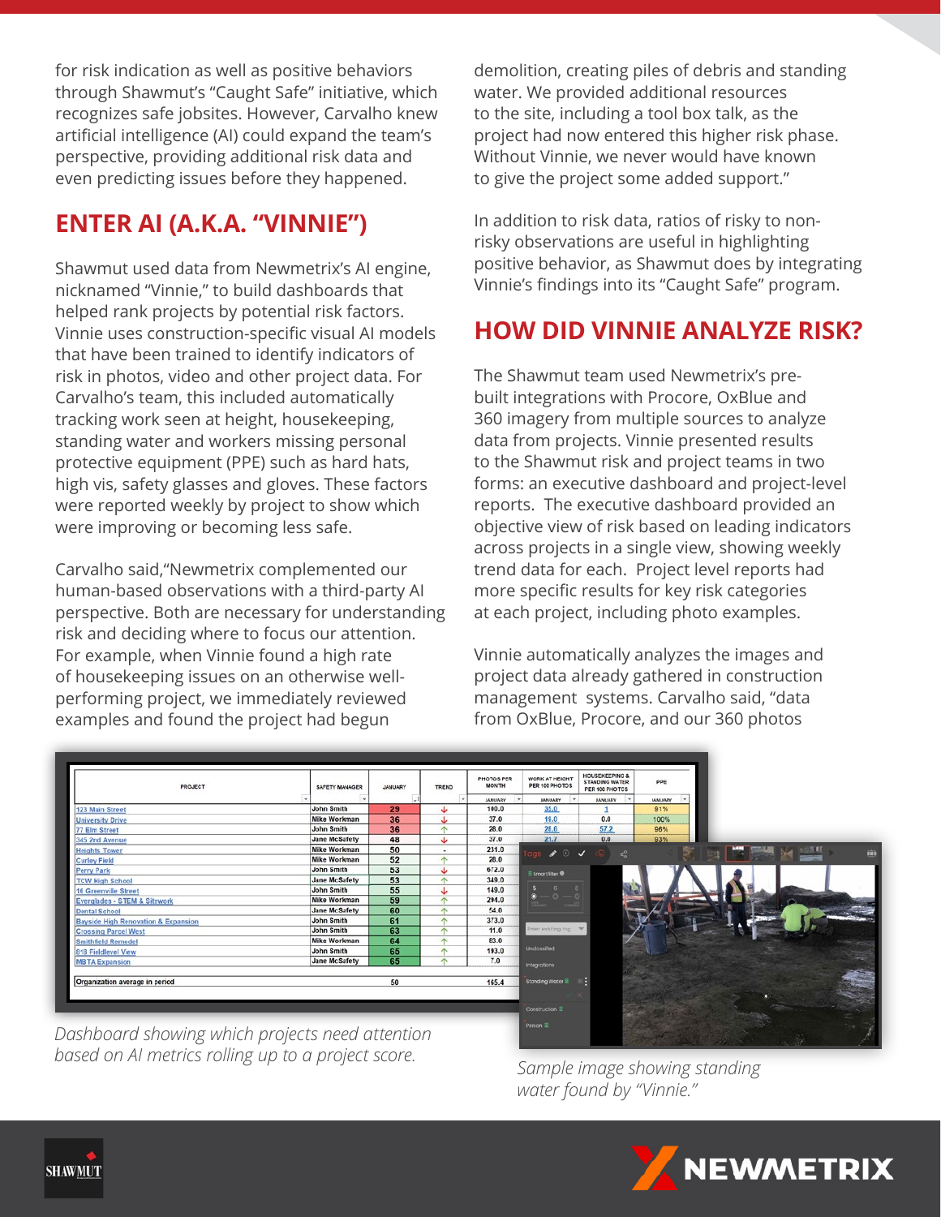for risk indication as well as positive behaviors through Shawmut's "Caught Safe" initiative, which recognizes safe jobsites. However, Carvalho knew artificial intelligence (AI) could expand the team's perspective, providing additional risk data and even predicting issues before they happened.

## ENTER AI (A.K.A. "VINNIE")

Shawmut used data from Newmetrix's AI engine, nicknamed "Vinnie," to build dashboards that helped rank projects by potential risk factors. Vinnie uses construction-specific visual AI models that have been trained to identify indicators of risk in photos, video and other project data. For Carvalho's team, this included automatically tracking work seen at height, housekeeping, standing water and workers missing personal protective equipment (PPE) such as hard hats, high vis, safety glasses and gloves. These factors were reported weekly by project to show which were improving or becoming less safe.

Carvalho said,"Newmetrix complemented our human-based observations with a third-party AI perspective. Both are necessary for understanding risk and deciding where to focus our attention. For example, when Vinnie found a high rate of housekeeping issues on an otherwise well-performing project, we immediately reviewed examples and found the project had begun demolition, creating piles of debris and standing water. We provided additional resources to the site, including a tool box talk, as the project had now entered this higher risk phase. Without Vinnie, we never would have known to give the project some added support."

In addition to risk data, ratios of risky to non-risky observations are useful in highlighting positive behavior, as Shawmut does by integrating Vinnie's findings into its "Caught Safe" program.

## HOW DID VINNIE ANALYZE RISK?

The Shawmut team used Newmetrix's pre-built integrations with Procore, OxBlue and 360 imagery from multiple sources to analyze data from projects. Vinnie presented results to the Shawmut risk and project teams in two forms: an executive dashboard and project-level reports. The executive dashboard provided an objective view of risk based on leading indicators across projects in a single view, showing weekly trend data for each. Project level reports had more specific results for key risk categories at each project, including photo examples.

Vinnie automatically analyzes the images and project data already gathered in construction management systems. Carvalho said, "data from OxBlue, Procore, and our 360 photos

| PROJECT | SAFETY MANAGER | JANUARY | TREND | PHOTOS PER MONTH | WORK AT HEIGHT PER 100 PHOTOS | HOUSEKEEPING & STANDING WATER PER 100 PHOTOS | PPE |
|---|---|---|---|---|---|---|---|
| | | | | JANUARY | JANUARY | JANUARY | JANUARY |
| 123 Main Street | John Smith | 29 | ↓ | 190.0 | 35.0 | 1 | 91% |
| University Drive | Mike Workman | 36 | ↓ | 37.0 | 11.0 | 0.0 | 100% |
| 77 Elm Street | John Smith | 36 | ↑ | 28.0 | 28.6 | 57.2 | 96% |
| 345 2nd Avenue | Jane McSafety | 48 | ↓ | 37.0 | 21.7 | 0.0 | 93% |
| Heights Tower | Mike Workman | 50 | - | 231.0 | | | |
| Carley Field | Mike Workman | 52 | ↑ | 28.0 | | | |
| Perry Park | John Smith | 53 | ↓ | 672.0 | | | |
| TCW High School | Jane McSafety | 53 | ↑ | 349.0 | | | |
| 16 Greenville Street | John Smith | 55 | ↓ | 149.0 | | | |
| Everglades - STEM & Sitework | Mike Workman | 59 | ↑ | 294.0 | | | |
| Dental School | Jane McSafety | 60 | ↑ | 54.0 | | | |
| Bayside High Renovation & Expansion | John Smith | 61 | ↑ | 373.0 | | | |
| Crossing Parcel West | John Smith | 63 | ↑ | 11.0 | | | |
| Smithfield Remodel | Mike Workman | 64 | ↑ | 83.0 | | | |
| 818 Fieldlevel View | John Smith | 65 | ↑ | 193.0 | | | |
| MBTA Expansion | Jane McSafety | 65 | ↑ | 7.0 | | | |
| Organization average in period | | 50 | | 165.4 | | | |

*Dashboard showing which projects need attention based on AI metrics rolling up to a project score.*

*Sample image showing standing water found by "Vinnie."*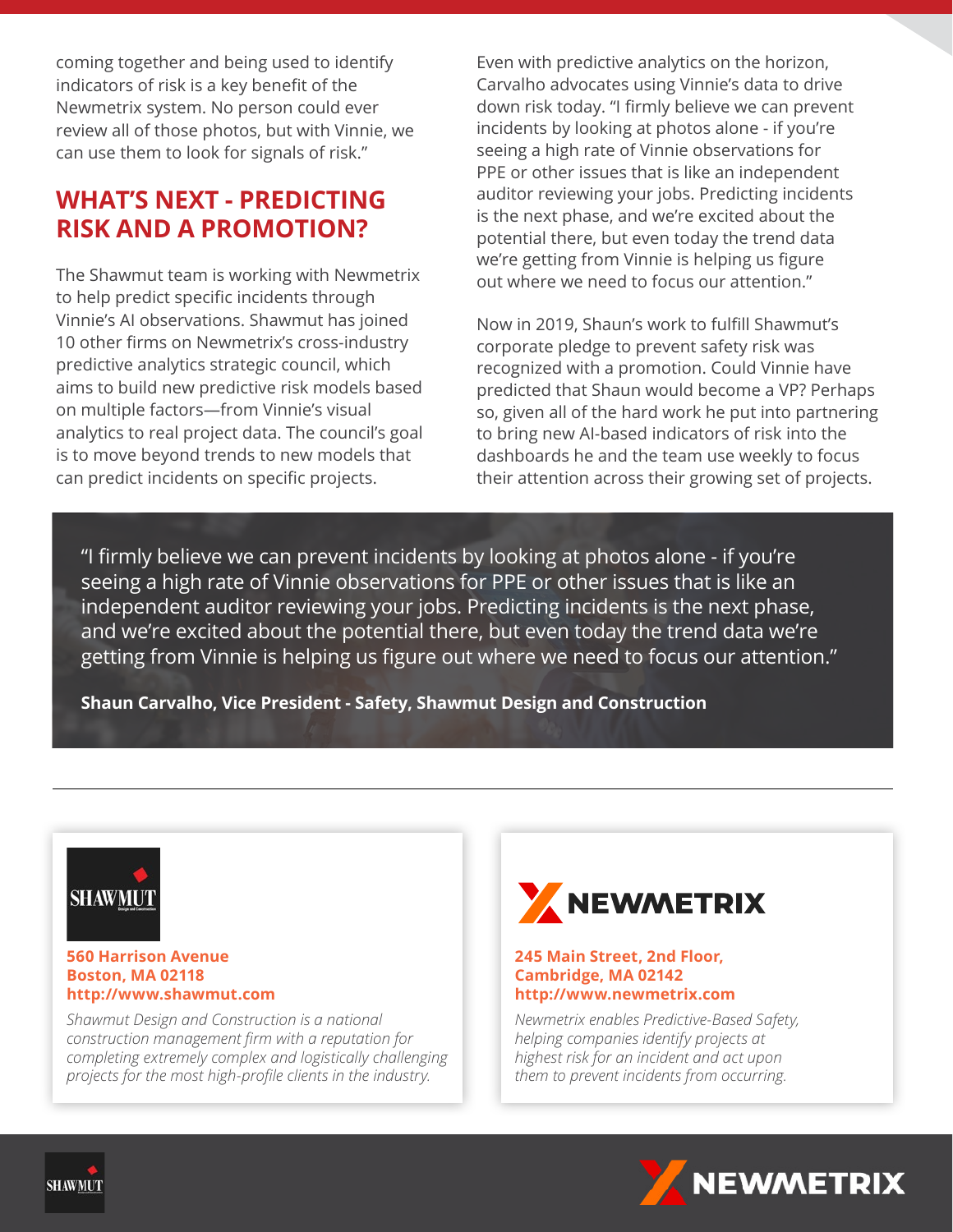coming together and being used to identify indicators of risk is a key benefit of the Newmetrix system. No person could ever review all of those photos, but with Vinnie, we can use them to look for signals of risk."

## WHAT'S NEXT - PREDICTING RISK AND A PROMOTION?

The Shawmut team is working with Newmetrix to help predict specific incidents through Vinnie's AI observations. Shawmut has joined 10 other firms on Newmetrix's cross-industry predictive analytics strategic council, which aims to build new predictive risk models based on multiple factors—from Vinnie's visual analytics to real project data. The council's goal is to move beyond trends to new models that can predict incidents on specific projects.

Even with predictive analytics on the horizon, Carvalho advocates using Vinnie's data to drive down risk today. "I firmly believe we can prevent incidents by looking at photos alone - if you're seeing a high rate of Vinnie observations for PPE or other issues that is like an independent auditor reviewing your jobs. Predicting incidents is the next phase, and we're excited about the potential there, but even today the trend data we're getting from Vinnie is helping us figure out where we need to focus our attention."

Now in 2019, Shaun's work to fulfill Shawmut's corporate pledge to prevent safety risk was recognized with a promotion. Could Vinnie have predicted that Shaun would become a VP? Perhaps so, given all of the hard work he put into partnering to bring new AI-based indicators of risk into the dashboards he and the team use weekly to focus their attention across their growing set of projects.

> "I firmly believe we can prevent incidents by looking at photos alone - if you're seeing a high rate of Vinnie observations for PPE or other issues that is like an independent auditor reviewing your jobs. Predicting incidents is the next phase, and we're excited about the potential there, but even today the trend data we're getting from Vinnie is helping us figure out where we need to focus our attention."
>
> **Shaun Carvalho, Vice President - Safety, Shawmut Design and Construction**

---

SHAWMUT Design and Construction

**560 Harrison Avenue**
**Boston, MA 02118**
**http://www.shawmut.com**

*Shawmut Design and Construction is a national construction management firm with a reputation for completing extremely complex and logistically challenging projects for the most high-profile clients in the industry.*

NEWMETRIX

**245 Main Street, 2nd Floor,**
**Cambridge, MA 02142**
**http://www.newmetrix.com**

*Newmetrix enables Predictive-Based Safety, helping companies identify projects at highest risk for an incident and act upon them to prevent incidents from occurring.*